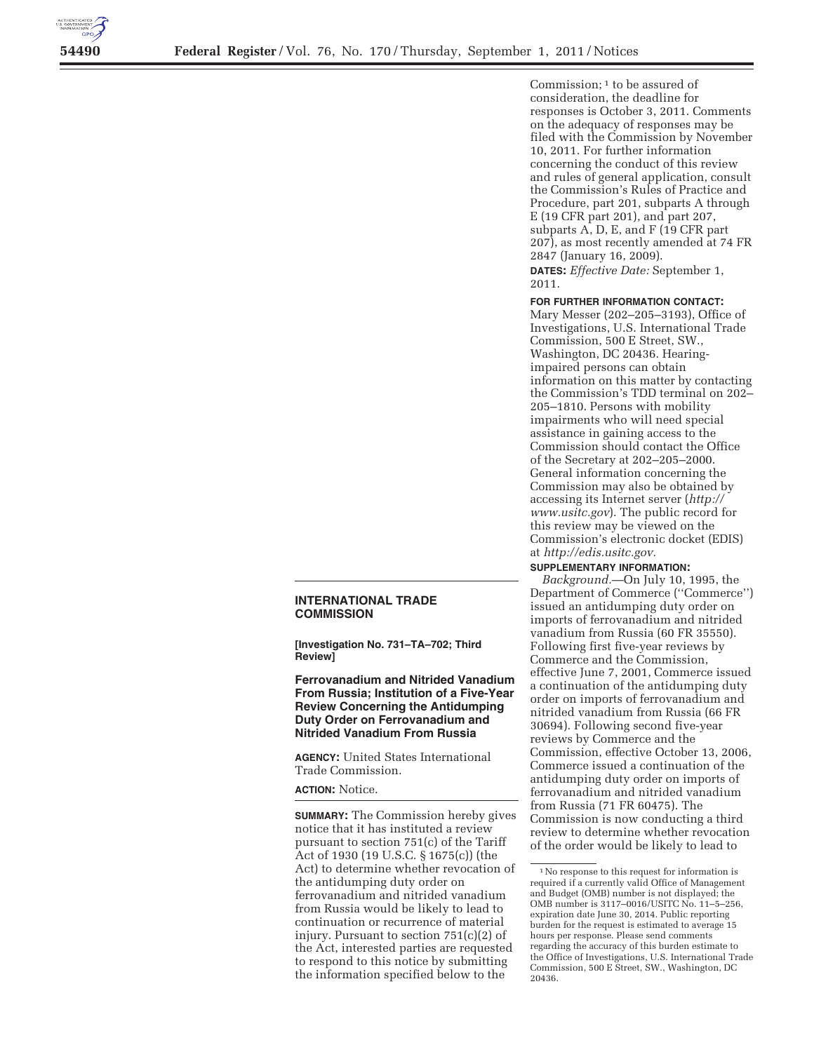## INTERNATIONAL TRADE COMMISSION

**[Investigation No. 731–TA–702; Third Review]**

### Ferrovanadium and Nitrided Vanadium From Russia; Institution of a Five-Year Review Concerning the Antidumping Duty Order on Ferrovanadium and Nitrided Vanadium From Russia

**AGENCY:** United States International Trade Commission.

**ACTION:** Notice.

**SUMMARY:** The Commission hereby gives notice that it has instituted a review pursuant to section 751(c) of the Tariff Act of 1930 (19 U.S.C. § 1675(c)) (the Act) to determine whether revocation of the antidumping duty order on ferrovanadium and nitrided vanadium from Russia would be likely to lead to continuation or recurrence of material injury. Pursuant to section 751(c)(2) of the Act, interested parties are requested to respond to this notice by submitting the information specified below to the Commission; [1] to be assured of consideration, the deadline for responses is October 3, 2011. Comments on the adequacy of responses may be filed with the Commission by November 10, 2011. For further information concerning the conduct of this review and rules of general application, consult the Commission's Rules of Practice and Procedure, part 201, subparts A through E (19 CFR part 201), and part 207, subparts A, D, E, and F (19 CFR part 207), as most recently amended at 74 FR 2847 (January 16, 2009).

**DATES:** *Effective Date:* September 1, 2011.

**FOR FURTHER INFORMATION CONTACT:** Mary Messer (202–205–3193), Office of Investigations, U.S. International Trade Commission, 500 E Street, SW., Washington, DC 20436. Hearing-impaired persons can obtain information on this matter by contacting the Commission's TDD terminal on 202–205–1810. Persons with mobility impairments who will need special assistance in gaining access to the Commission should contact the Office of the Secretary at 202–205–2000. General information concerning the Commission may also be obtained by accessing its Internet server (*http://www.usitc.gov*). The public record for this review may be viewed on the Commission's electronic docket (EDIS) at *http://edis.usitc.gov.*

**SUPPLEMENTARY INFORMATION:**

*Background.*—On July 10, 1995, the Department of Commerce (''Commerce'') issued an antidumping duty order on imports of ferrovanadium and nitrided vanadium from Russia (60 FR 35550). Following first five-year reviews by Commerce and the Commission, effective June 7, 2001, Commerce issued a continuation of the antidumping duty order on imports of ferrovanadium and nitrided vanadium from Russia (66 FR 30694). Following second five-year reviews by Commerce and the Commission, effective October 13, 2006, Commerce issued a continuation of the antidumping duty order on imports of ferrovanadium and nitrided vanadium from Russia (71 FR 60475). The Commission is now conducting a third review to determine whether revocation of the order would be likely to lead to

[1] No response to this request for information is required if a currently valid Office of Management and Budget (OMB) number is not displayed; the OMB number is 3117–0016/USITC No. 11–5–256, expiration date June 30, 2014. Public reporting burden for the request is estimated to average 15 hours per response. Please send comments regarding the accuracy of this burden estimate to the Office of Investigations, U.S. International Trade Commission, 500 E Street, SW., Washington, DC 20436.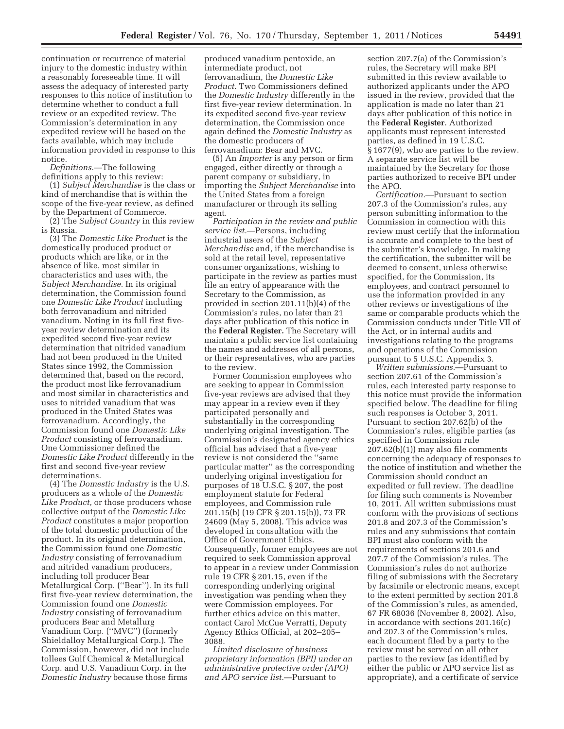continuation or recurrence of material injury to the domestic industry within a reasonably foreseeable time. It will assess the adequacy of interested party responses to this notice of institution to determine whether to conduct a full review or an expedited review. The Commission's determination in any expedited review will be based on the facts available, which may include information provided in response to this notice.

*Definitions.*—The following definitions apply to this review:

(1) *Subject Merchandise* is the class or kind of merchandise that is within the scope of the five-year review, as defined by the Department of Commerce.

(2) The *Subject Country* in this review is Russia.

(3) The *Domestic Like Product* is the domestically produced product or products which are like, or in the absence of like, most similar in characteristics and uses with, the *Subject Merchandise.* In its original determination, the Commission found one *Domestic Like Product* including both ferrovanadium and nitrided vanadium. Noting in its full first five-year review determination and its expedited second five-year review determination that nitrided vanadium had not been produced in the United States since 1992, the Commission determined that, based on the record, the product most like ferrovanadium and most similar in characteristics and uses to nitrided vanadium that was produced in the United States was ferrovanadium. Accordingly, the Commission found one *Domestic Like Product* consisting of ferrovanadium. One Commissioner defined the *Domestic Like Product* differently in the first and second five-year review determinations.

(4) The *Domestic Industry* is the U.S. producers as a whole of the *Domestic Like Product,* or those producers whose collective output of the *Domestic Like Product* constitutes a major proportion of the total domestic production of the product. In its original determination, the Commission found one *Domestic Industry* consisting of ferrovanadium and nitrided vanadium producers, including toll producer Bear Metallurgical Corp. (''Bear''). In its full first five-year review determination, the Commission found one *Domestic Industry* consisting of ferrovanadium producers Bear and Metallurg Vanadium Corp. (''MVC'') (formerly Shieldalloy Metallurgical Corp.). The Commission, however, did not include tollees Gulf Chemical & Metallurgical Corp. and U.S. Vanadium Corp. in the *Domestic Industry* because those firms produced vanadium pentoxide, an intermediate product, not ferrovanadium, the *Domestic Like Product.* Two Commissioners defined the *Domestic Industry* differently in the first five-year review determination. In its expedited second five-year review determination, the Commission once again defined the *Domestic Industry* as the domestic producers of ferrovanadium: Bear and MVC.

(5) An *Importer* is any person or firm engaged, either directly or through a parent company or subsidiary, in importing the *Subject Merchandise* into the United States from a foreign manufacturer or through its selling agent.

*Participation in the review and public service list.*—Persons, including industrial users of the *Subject Merchandise* and, if the merchandise is sold at the retail level, representative consumer organizations, wishing to participate in the review as parties must file an entry of appearance with the Secretary to the Commission, as provided in section 201.11(b)(4) of the Commission's rules, no later than 21 days after publication of this notice in the **Federal Register.** The Secretary will maintain a public service list containing the names and addresses of all persons, or their representatives, who are parties to the review.

Former Commission employees who are seeking to appear in Commission five-year reviews are advised that they may appear in a review even if they participated personally and substantially in the corresponding underlying original investigation. The Commission's designated agency ethics official has advised that a five-year review is not considered the ''same particular matter'' as the corresponding underlying original investigation for purposes of 18 U.S.C. § 207, the post employment statute for Federal employees, and Commission rule 201.15(b) (19 CFR § 201.15(b)), 73 FR 24609 (May 5, 2008). This advice was developed in consultation with the Office of Government Ethics. Consequently, former employees are not required to seek Commission approval to appear in a review under Commission rule 19 CFR § 201.15, even if the corresponding underlying original investigation was pending when they were Commission employees. For further ethics advice on this matter, contact Carol McCue Verratti, Deputy Agency Ethics Official, at 202–205–3088.

*Limited disclosure of business proprietary information (BPI) under an administrative protective order (APO) and APO service list.*—Pursuant to section 207.7(a) of the Commission's rules, the Secretary will make BPI submitted in this review available to authorized applicants under the APO issued in the review, provided that the application is made no later than 21 days after publication of this notice in the **Federal Register**. Authorized applicants must represent interested parties, as defined in 19 U.S.C. § 1677(9), who are parties to the review. A separate service list will be maintained by the Secretary for those parties authorized to receive BPI under the APO.

*Certification.*—Pursuant to section 207.3 of the Commission's rules, any person submitting information to the Commission in connection with this review must certify that the information is accurate and complete to the best of the submitter's knowledge. In making the certification, the submitter will be deemed to consent, unless otherwise specified, for the Commission, its employees, and contract personnel to use the information provided in any other reviews or investigations of the same or comparable products which the Commission conducts under Title VII of the Act, or in internal audits and investigations relating to the programs and operations of the Commission pursuant to 5 U.S.C. Appendix 3.

*Written submissions.*—Pursuant to section 207.61 of the Commission's rules, each interested party response to this notice must provide the information specified below. The deadline for filing such responses is October 3, 2011. Pursuant to section 207.62(b) of the Commission's rules, eligible parties (as specified in Commission rule 207.62(b)(1)) may also file comments concerning the adequacy of responses to the notice of institution and whether the Commission should conduct an expedited or full review. The deadline for filing such comments is November 10, 2011. All written submissions must conform with the provisions of sections 201.8 and 207.3 of the Commission's rules and any submissions that contain BPI must also conform with the requirements of sections 201.6 and 207.7 of the Commission's rules. The Commission's rules do not authorize filing of submissions with the Secretary by facsimile or electronic means, except to the extent permitted by section 201.8 of the Commission's rules, as amended, 67 FR 68036 (November 8, 2002). Also, in accordance with sections 201.16(c) and 207.3 of the Commission's rules, each document filed by a party to the review must be served on all other parties to the review (as identified by either the public or APO service list as appropriate), and a certificate of service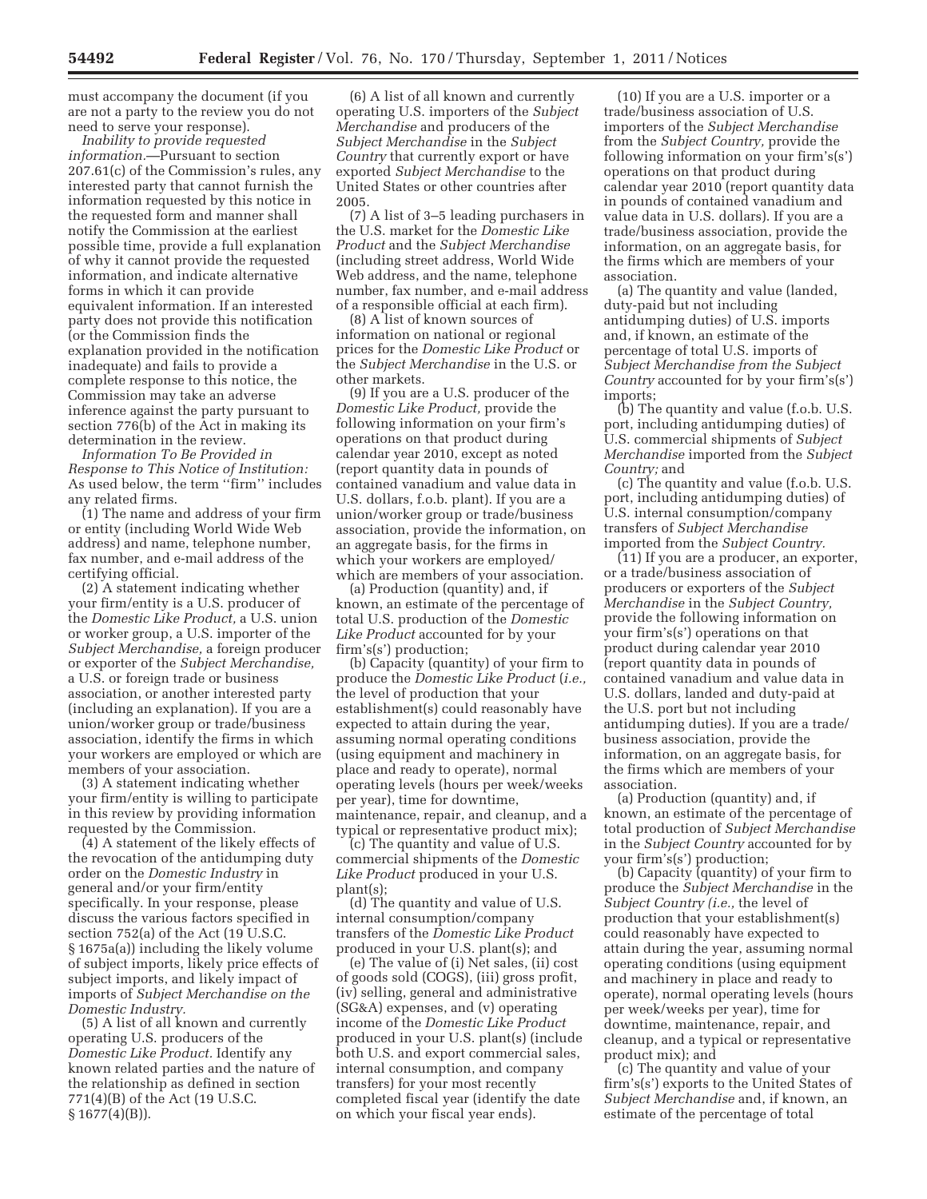must accompany the document (if you are not a party to the review you do not need to serve your response).

*Inability to provide requested information.*—Pursuant to section 207.61(c) of the Commission's rules, any interested party that cannot furnish the information requested by this notice in the requested form and manner shall notify the Commission at the earliest possible time, provide a full explanation of why it cannot provide the requested information, and indicate alternative forms in which it can provide equivalent information. If an interested party does not provide this notification (or the Commission finds the explanation provided in the notification inadequate) and fails to provide a complete response to this notice, the Commission may take an adverse inference against the party pursuant to section 776(b) of the Act in making its determination in the review.

*Information To Be Provided in Response to This Notice of Institution:* As used below, the term ''firm'' includes any related firms.

(1) The name and address of your firm or entity (including World Wide Web address) and name, telephone number, fax number, and e-mail address of the certifying official.

(2) A statement indicating whether your firm/entity is a U.S. producer of the *Domestic Like Product,* a U.S. union or worker group, a U.S. importer of the *Subject Merchandise,* a foreign producer or exporter of the *Subject Merchandise,* a U.S. or foreign trade or business association, or another interested party (including an explanation). If you are a union/worker group or trade/business association, identify the firms in which your workers are employed or which are members of your association.

(3) A statement indicating whether your firm/entity is willing to participate in this review by providing information requested by the Commission.

(4) A statement of the likely effects of the revocation of the antidumping duty order on the *Domestic Industry* in general and/or your firm/entity specifically. In your response, please discuss the various factors specified in section 752(a) of the Act (19 U.S.C. § 1675a(a)) including the likely volume of subject imports, likely price effects of subject imports, and likely impact of imports of *Subject Merchandise on the Domestic Industry.*

(5) A list of all known and currently operating U.S. producers of the *Domestic Like Product.* Identify any known related parties and the nature of the relationship as defined in section 771(4)(B) of the Act (19 U.S.C. § 1677(4)(B)).

(6) A list of all known and currently operating U.S. importers of the *Subject Merchandise* and producers of the *Subject Merchandise* in the *Subject Country* that currently export or have exported *Subject Merchandise* to the United States or other countries after 2005.

(7) A list of 3–5 leading purchasers in the U.S. market for the *Domestic Like Product* and the *Subject Merchandise* (including street address, World Wide Web address, and the name, telephone number, fax number, and e-mail address of a responsible official at each firm).

(8) A list of known sources of information on national or regional prices for the *Domestic Like Product* or the *Subject Merchandise* in the U.S. or other markets.

(9) If you are a U.S. producer of the *Domestic Like Product,* provide the following information on your firm's operations on that product during calendar year 2010, except as noted (report quantity data in pounds of contained vanadium and value data in U.S. dollars, f.o.b. plant). If you are a union/worker group or trade/business association, provide the information, on an aggregate basis, for the firms in which your workers are employed/ which are members of your association.

(a) Production (quantity) and, if known, an estimate of the percentage of total U.S. production of the *Domestic Like Product* accounted for by your firm's(s') production;

(b) Capacity (quantity) of your firm to produce the *Domestic Like Product* (*i.e.,* the level of production that your establishment(s) could reasonably have expected to attain during the year, assuming normal operating conditions (using equipment and machinery in place and ready to operate), normal operating levels (hours per week/weeks per year), time for downtime, maintenance, repair, and cleanup, and a typical or representative product mix);

(c) The quantity and value of U.S. commercial shipments of the *Domestic Like Product* produced in your U.S. plant(s);

(d) The quantity and value of U.S. internal consumption/company transfers of the *Domestic Like Product* produced in your U.S. plant(s); and

(e) The value of (i) Net sales, (ii) cost of goods sold (COGS), (iii) gross profit, (iv) selling, general and administrative (SG&A) expenses, and (v) operating income of the *Domestic Like Product* produced in your U.S. plant(s) (include both U.S. and export commercial sales, internal consumption, and company transfers) for your most recently completed fiscal year (identify the date on which your fiscal year ends).

(10) If you are a U.S. importer or a trade/business association of U.S. importers of the *Subject Merchandise* from the *Subject Country,* provide the following information on your firm's(s') operations on that product during calendar year 2010 (report quantity data in pounds of contained vanadium and value data in U.S. dollars). If you are a trade/business association, provide the information, on an aggregate basis, for the firms which are members of your association.

(a) The quantity and value (landed, duty-paid but not including antidumping duties) of U.S. imports and, if known, an estimate of the percentage of total U.S. imports of *Subject Merchandise from the Subject Country* accounted for by your firm's(s') imports;

(b) The quantity and value (f.o.b. U.S. port, including antidumping duties) of U.S. commercial shipments of *Subject Merchandise* imported from the *Subject Country;* and

(c) The quantity and value (f.o.b. U.S. port, including antidumping duties) of U.S. internal consumption/company transfers of *Subject Merchandise* imported from the *Subject Country.*

(11) If you are a producer, an exporter, or a trade/business association of producers or exporters of the *Subject Merchandise* in the *Subject Country,* provide the following information on your firm's(s') operations on that product during calendar year 2010 (report quantity data in pounds of contained vanadium and value data in U.S. dollars, landed and duty-paid at the U.S. port but not including antidumping duties). If you are a trade/ business association, provide the information, on an aggregate basis, for the firms which are members of your association.

(a) Production (quantity) and, if known, an estimate of the percentage of total production of *Subject Merchandise* in the *Subject Country* accounted for by your firm's(s') production;

(b) Capacity (quantity) of your firm to produce the *Subject Merchandise* in the *Subject Country (i.e.,* the level of production that your establishment(s) could reasonably have expected to attain during the year, assuming normal operating conditions (using equipment and machinery in place and ready to operate), normal operating levels (hours per week/weeks per year), time for downtime, maintenance, repair, and cleanup, and a typical or representative product mix); and

(c) The quantity and value of your firm's(s') exports to the United States of *Subject Merchandise* and, if known, an estimate of the percentage of total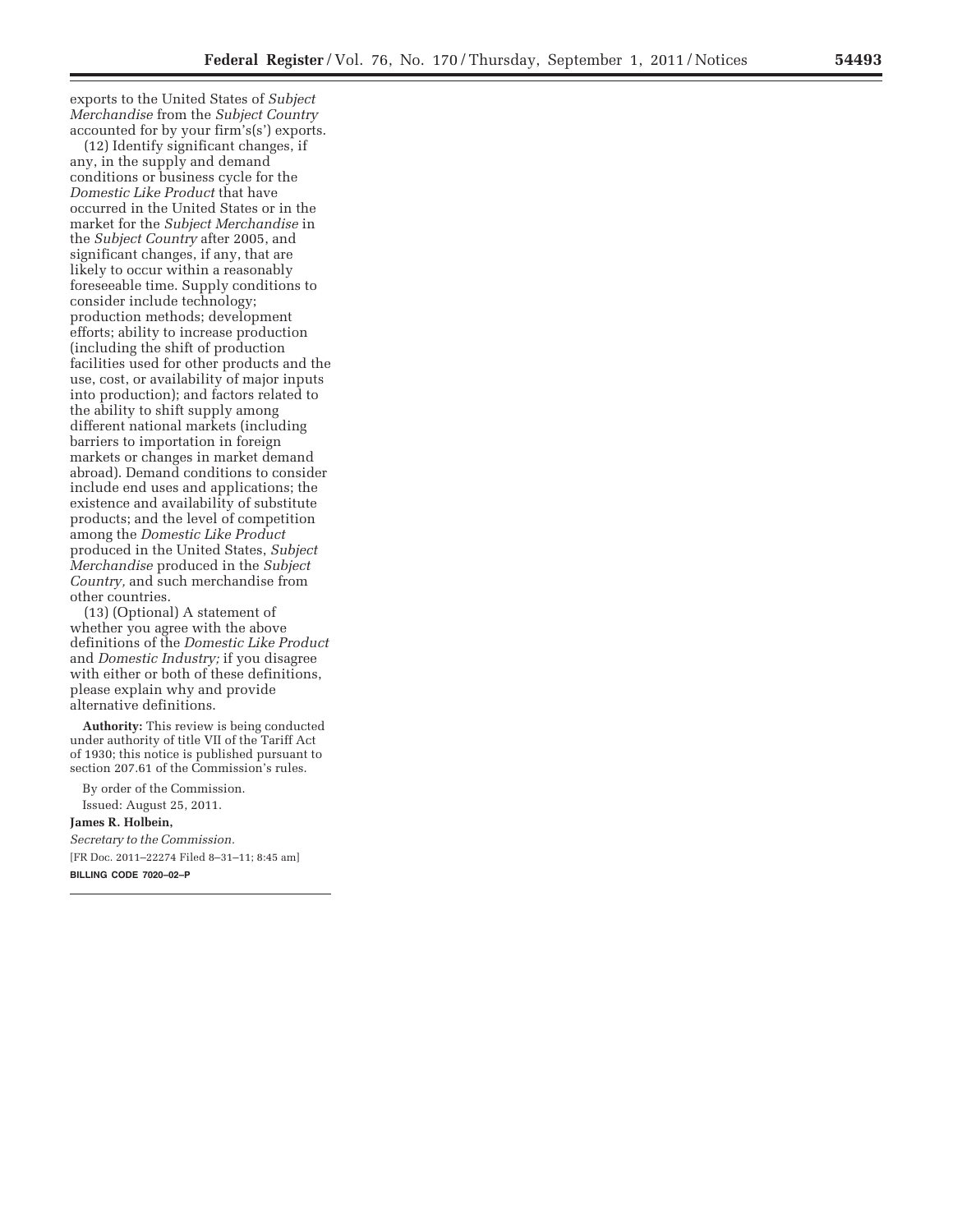exports to the United States of *Subject Merchandise* from the *Subject Country* accounted for by your firm's(s') exports.

(12) Identify significant changes, if any, in the supply and demand conditions or business cycle for the *Domestic Like Product* that have occurred in the United States or in the market for the *Subject Merchandise* in the *Subject Country* after 2005, and significant changes, if any, that are likely to occur within a reasonably foreseeable time. Supply conditions to consider include technology; production methods; development efforts; ability to increase production (including the shift of production facilities used for other products and the use, cost, or availability of major inputs into production); and factors related to the ability to shift supply among different national markets (including barriers to importation in foreign markets or changes in market demand abroad). Demand conditions to consider include end uses and applications; the existence and availability of substitute products; and the level of competition among the *Domestic Like Product* produced in the United States, *Subject Merchandise* produced in the *Subject Country,* and such merchandise from other countries.

(13) (Optional) A statement of whether you agree with the above definitions of the *Domestic Like Product* and *Domestic Industry;* if you disagree with either or both of these definitions, please explain why and provide alternative definitions.

**Authority:** This review is being conducted under authority of title VII of the Tariff Act of 1930; this notice is published pursuant to section 207.61 of the Commission's rules.

By order of the Commission.

Issued: August 25, 2011.

**James R. Holbein,**

*Secretary to the Commission.*

[FR Doc. 2011–22274 Filed 8–31–11; 8:45 am]

**BILLING CODE 7020–02–P**